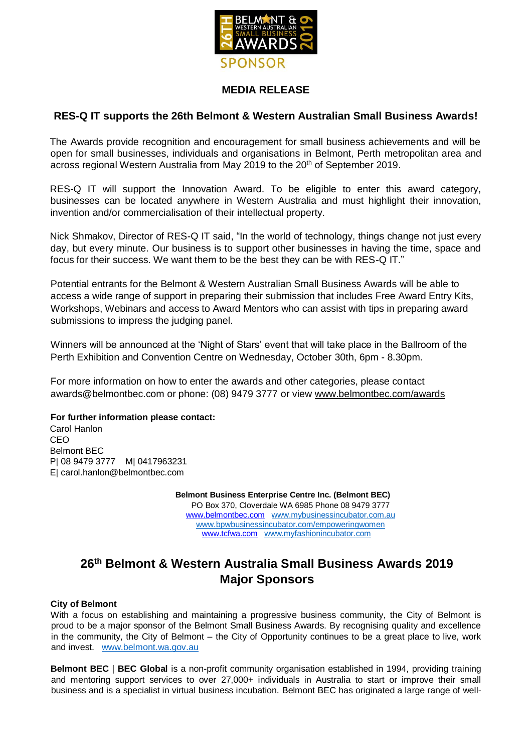BELMONT & WESTERN AUSTRALIAN SMALL BUSINESS AWARDS 26TH 2019

SPONSOR

**MEDIA RELEASE**

## RES-Q IT supports the 26th Belmont & Western Australian Small Business Awards!

The Awards provide recognition and encouragement for small business achievements and will be open for small businesses, individuals and organisations in Belmont, Perth metropolitan area and across regional Western Australia from May 2019 to the 20th of September 2019.

RES-Q IT will support the Innovation Award. To be eligible to enter this award category, businesses can be located anywhere in Western Australia and must highlight their innovation, invention and/or commercialisation of their intellectual property.

Nick Shmakov, Director of RES-Q IT said, "In the world of technology, things change not just every day, but every minute. Our business is to support other businesses in having the time, space and focus for their success. We want them to be the best they can be with RES-Q IT."

Potential entrants for the Belmont & Western Australian Small Business Awards will be able to access a wide range of support in preparing their submission that includes Free Award Entry Kits, Workshops, Webinars and access to Award Mentors who can assist with tips in preparing award submissions to impress the judging panel.

Winners will be announced at the 'Night of Stars' event that will take place in the Ballroom of the Perth Exhibition and Convention Centre on Wednesday, October 30th, 6pm - 8.30pm.

For more information on how to enter the awards and other categories, please contact awards@belmontbec.com or phone: (08) 9479 3777 or view www.belmontbec.com/awards

**For further information please contact:**
Carol Hanlon
CEO
Belmont BEC
P| 08 9479 3777 M| 0417963231
E| carol.hanlon@belmontbec.com

**Belmont Business Enterprise Centre Inc. (Belmont BEC)**
PO Box 370, Cloverdale WA 6985 Phone 08 9479 3777
www.belmontbec.com www.mybusinessincubator.com.au
www.bpwbusinessincubator.com/empoweringwomen
www.tcfwa.com www.myfashionincubator.com

## 26th Belmont & Western Australia Small Business Awards 2019 Major Sponsors

**City of Belmont**
With a focus on establishing and maintaining a progressive business community, the City of Belmont is proud to be a major sponsor of the Belmont Small Business Awards. By recognising quality and excellence in the community, the City of Belmont – the City of Opportunity continues to be a great place to live, work and invest. www.belmont.wa.gov.au

**Belmont BEC** | **BEC Global** is a non-profit community organisation established in 1994, providing training and mentoring support services to over 27,000+ individuals in Australia to start or improve their small business and is a specialist in virtual business incubation. Belmont BEC has originated a large range of well-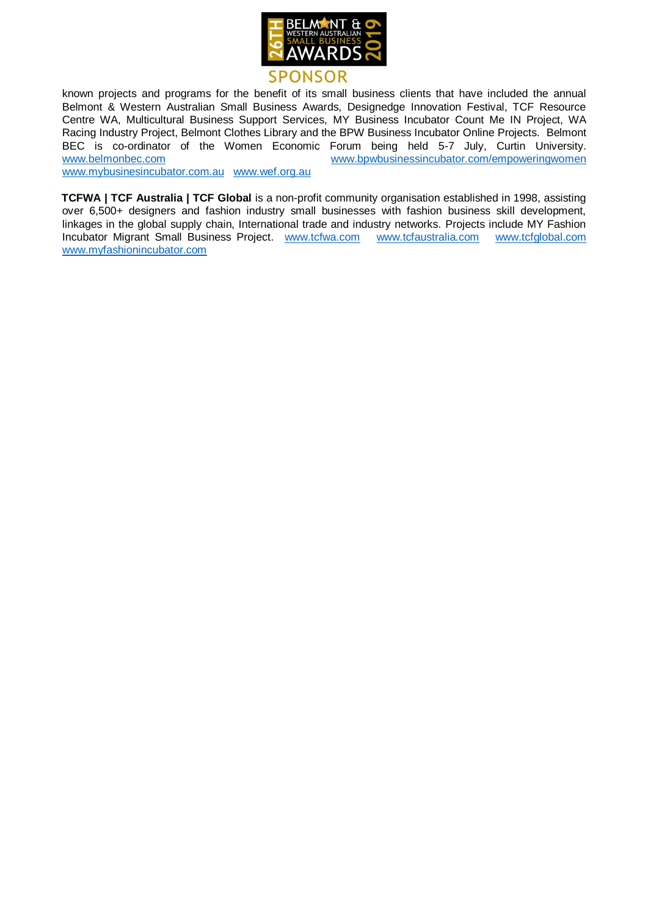known projects and programs for the benefit of its small business clients that have included the annual Belmont & Western Australian Small Business Awards, Designedge Innovation Festival, TCF Resource Centre WA, Multicultural Business Support Services, MY Business Incubator Count Me IN Project, WA Racing Industry Project, Belmont Clothes Library and the BPW Business Incubator Online Projects. Belmont BEC is co-ordinator of the Women Economic Forum being held 5-7 July, Curtin University. www.belmonbec.com www.bpwbusinessincubator.com/empoweringwomen www.mybusinesincubator.com.au www.wef.org.au

**TCFWA | TCF Australia | TCF Global** is a non-profit community organisation established in 1998, assisting over 6,500+ designers and fashion industry small businesses with fashion business skill development, linkages in the global supply chain, International trade and industry networks. Projects include MY Fashion Incubator Migrant Small Business Project. www.tcfwa.com www.tcfaustralia.com www.tcfglobal.com www.myfashionincubator.com